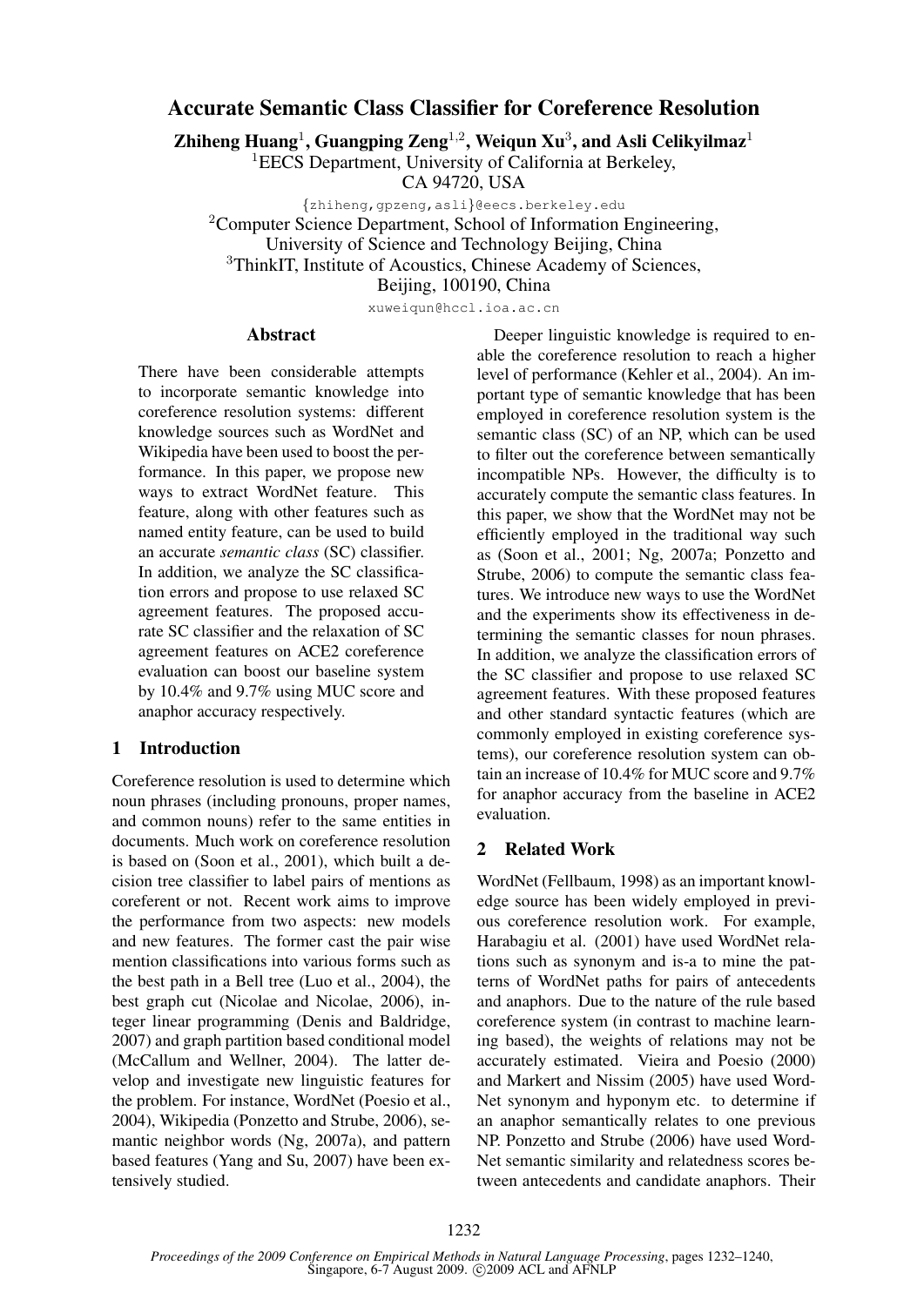# Accurate Semantic Class Classifier for Coreference Resolution

**Zhiheng Huang**[1], **Guangping Zeng**[1,2], **Weiqun Xu**[3], **and Asli Celikyilmaz**[1]

[1]EECS Department, University of California at Berkeley, CA 94720, USA

{zhiheng,gpzeng,asli}@eecs.berkeley.edu

[2]Computer Science Department, School of Information Engineering, University of Science and Technology Beijing, China

[3]ThinkIT, Institute of Acoustics, Chinese Academy of Sciences, Beijing, 100190, China

xuweiqun@hccl.ioa.ac.cn

## Abstract

There have been considerable attempts to incorporate semantic knowledge into coreference resolution systems: different knowledge sources such as WordNet and Wikipedia have been used to boost the performance. In this paper, we propose new ways to extract WordNet feature. This feature, along with other features such as named entity feature, can be used to build an accurate *semantic class* (SC) classifier. In addition, we analyze the SC classification errors and propose to use relaxed SC agreement features. The proposed accurate SC classifier and the relaxation of SC agreement features on ACE2 coreference evaluation can boost our baseline system by 10.4% and 9.7% using MUC score and anaphor accuracy respectively.

## 1 Introduction

Coreference resolution is used to determine which noun phrases (including pronouns, proper names, and common nouns) refer to the same entities in documents. Much work on coreference resolution is based on (Soon et al., 2001), which built a decision tree classifier to label pairs of mentions as coreferent or not. Recent work aims to improve the performance from two aspects: new models and new features. The former cast the pair wise mention classifications into various forms such as the best path in a Bell tree (Luo et al., 2004), the best graph cut (Nicolae and Nicolae, 2006), integer linear programming (Denis and Baldridge, 2007) and graph partition based conditional model (McCallum and Wellner, 2004). The latter develop and investigate new linguistic features for the problem. For instance, WordNet (Poesio et al., 2004), Wikipedia (Ponzetto and Strube, 2006), semantic neighbor words (Ng, 2007a), and pattern based features (Yang and Su, 2007) have been extensively studied.

Deeper linguistic knowledge is required to enable the coreference resolution to reach a higher level of performance (Kehler et al., 2004). An important type of semantic knowledge that has been employed in coreference resolution system is the semantic class (SC) of an NP, which can be used to filter out the coreference between semantically incompatible NPs. However, the difficulty is to accurately compute the semantic class features. In this paper, we show that the WordNet may not be efficiently employed in the traditional way such as (Soon et al., 2001; Ng, 2007a; Ponzetto and Strube, 2006) to compute the semantic class features. We introduce new ways to use the WordNet and the experiments show its effectiveness in determining the semantic classes for noun phrases. In addition, we analyze the classification errors of the SC classifier and propose to use relaxed SC agreement features. With these proposed features and other standard syntactic features (which are commonly employed in existing coreference systems), our coreference resolution system can obtain an increase of 10.4% for MUC score and 9.7% for anaphor accuracy from the baseline in ACE2 evaluation.

## 2 Related Work

WordNet (Fellbaum, 1998) as an important knowledge source has been widely employed in previous coreference resolution work. For example, Harabagiu et al. (2001) have used WordNet relations such as synonym and is-a to mine the patterns of WordNet paths for pairs of antecedents and anaphors. Due to the nature of the rule based coreference system (in contrast to machine learning based), the weights of relations may not be accurately estimated. Vieira and Poesio (2000) and Markert and Nissim (2005) have used WordNet synonym and hyponym etc. to determine if an anaphor semantically relates to one previous NP. Ponzetto and Strube (2006) have used WordNet semantic similarity and relatedness scores between antecedents and candidate anaphors. Their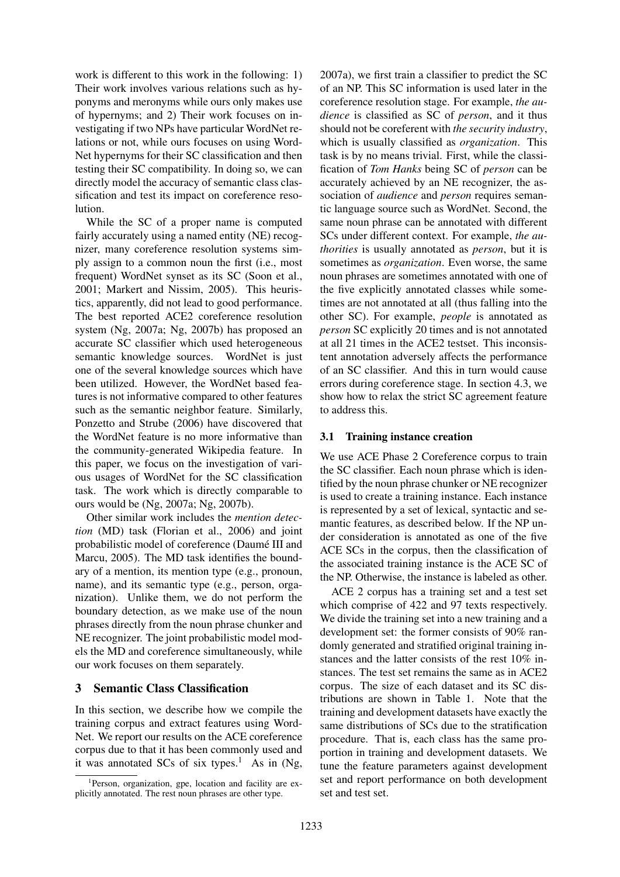work is different to this work in the following: 1) Their work involves various relations such as hyponyms and meronyms while ours only makes use of hypernyms; and 2) Their work focuses on investigating if two NPs have particular WordNet relations or not, while ours focuses on using WordNet hypernyms for their SC classification and then testing their SC compatibility. In doing so, we can directly model the accuracy of semantic class classification and test its impact on coreference resolution.

While the SC of a proper name is computed fairly accurately using a named entity (NE) recognizer, many coreference resolution systems simply assign to a common noun the first (i.e., most frequent) WordNet synset as its SC (Soon et al., 2001; Markert and Nissim, 2005). This heuristics, apparently, did not lead to good performance. The best reported ACE2 coreference resolution system (Ng, 2007a; Ng, 2007b) has proposed an accurate SC classifier which used heterogeneous semantic knowledge sources. WordNet is just one of the several knowledge sources which have been utilized. However, the WordNet based features is not informative compared to other features such as the semantic neighbor feature. Similarly, Ponzetto and Strube (2006) have discovered that the WordNet feature is no more informative than the community-generated Wikipedia feature. In this paper, we focus on the investigation of various usages of WordNet for the SC classification task. The work which is directly comparable to ours would be (Ng, 2007a; Ng, 2007b).

Other similar work includes the *mention detection* (MD) task (Florian et al., 2006) and joint probabilistic model of coreference (Daumé III and Marcu, 2005). The MD task identifies the boundary of a mention, its mention type (e.g., pronoun, name), and its semantic type (e.g., person, organization). Unlike them, we do not perform the boundary detection, as we make use of the noun phrases directly from the noun phrase chunker and NE recognizer. The joint probabilistic model models the MD and coreference simultaneously, while our work focuses on them separately.

## 3 Semantic Class Classification

In this section, we describe how we compile the training corpus and extract features using WordNet. We report our results on the ACE coreference corpus due to that it has been commonly used and it was annotated SCs of six types.[1] As in (Ng, 2007a), we first train a classifier to predict the SC of an NP. This SC information is used later in the coreference resolution stage. For example, *the audience* is classified as SC of *person*, and it thus should not be coreferent with *the security industry*, which is usually classified as *organization*. This task is by no means trivial. First, while the classification of *Tom Hanks* being SC of *person* can be accurately achieved by an NE recognizer, the association of *audience* and *person* requires semantic language source such as WordNet. Second, the same noun phrase can be annotated with different SCs under different context. For example, *the authorities* is usually annotated as *person*, but it is sometimes as *organization*. Even worse, the same noun phrases are sometimes annotated with one of the five explicitly annotated classes while sometimes are not annotated at all (thus falling into the other SC). For example, *people* is annotated as *person* SC explicitly 20 times and is not annotated at all 21 times in the ACE2 testset. This inconsistent annotation adversely affects the performance of an SC classifier. And this in turn would cause errors during coreference stage. In section 4.3, we show how to relax the strict SC agreement feature to address this.

### 3.1 Training instance creation

We use ACE Phase 2 Coreference corpus to train the SC classifier. Each noun phrase which is identified by the noun phrase chunker or NE recognizer is used to create a training instance. Each instance is represented by a set of lexical, syntactic and semantic features, as described below. If the NP under consideration is annotated as one of the five ACE SCs in the corpus, then the classification of the associated training instance is the ACE SC of the NP. Otherwise, the instance is labeled as other.

ACE 2 corpus has a training set and a test set which comprise of 422 and 97 texts respectively. We divide the training set into a new training and a development set: the former consists of 90% randomly generated and stratified original training instances and the latter consists of the rest 10% instances. The test set remains the same as in ACE2 corpus. The size of each dataset and its SC distributions are shown in Table 1. Note that the training and development datasets have exactly the same distributions of SCs due to the stratification procedure. That is, each class has the same proportion in training and development datasets. We tune the feature parameters against development set and report performance on both development set and test set.

[1] Person, organization, gpe, location and facility are explicitly annotated. The rest noun phrases are other type.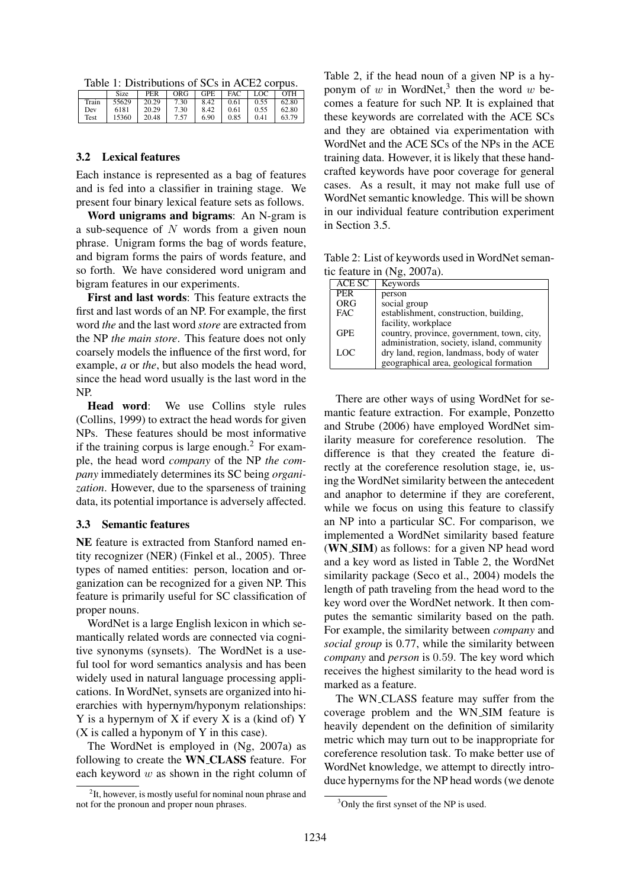Table 1: Distributions of SCs in ACE2 corpus.

| | Size | PER | ORG | GPE | FAC | LOC | OTH |
|---|---|---|---|---|---|---|---|
| Train | 55629 | 20.29 | 7.30 | 8.42 | 0.61 | 0.55 | 62.80 |
| Dev | 6181 | 20.29 | 7.30 | 8.42 | 0.61 | 0.55 | 62.80 |
| Test | 15360 | 20.48 | 7.57 | 6.90 | 0.85 | 0.41 | 63.79 |

### 3.2 Lexical features

Each instance is represented as a bag of features and is fed into a classifier in training stage. We present four binary lexical feature sets as follows.

**Word unigrams and bigrams**: An N-gram is a sub-sequence of $N$ words from a given noun phrase. Unigram forms the bag of words feature, and bigram forms the pairs of words feature, and so forth. We have considered word unigram and bigram features in our experiments.

**First and last words**: This feature extracts the first and last words of an NP. For example, the first word *the* and the last word *store* are extracted from the NP *the main store*. This feature does not only coarsely models the influence of the first word, for example, *a* or *the*, but also models the head word, since the head word usually is the last word in the NP.

**Head word**: We use Collins style rules (Collins, 1999) to extract the head words for given NPs. These features should be most informative if the training corpus is large enough.[2] For example, the head word *company* of the NP *the company* immediately determines its SC being *organization*. However, due to the sparseness of training data, its potential importance is adversely affected.

### 3.3 Semantic features

**NE** feature is extracted from Stanford named entity recognizer (NER) (Finkel et al., 2005). Three types of named entities: person, location and organization can be recognized for a given NP. This feature is primarily useful for SC classification of proper nouns.

WordNet is a large English lexicon in which semantically related words are connected via cognitive synonyms (synsets). The WordNet is a useful tool for word semantics analysis and has been widely used in natural language processing applications. In WordNet, synsets are organized into hierarchies with hypernym/hyponym relationships: Y is a hypernym of X if every X is a (kind of) Y (X is called a hyponym of Y in this case).

The WordNet is employed in (Ng, 2007a) as following to create the **WN_CLASS** feature. For each keyword $w$ as shown in the right column of Table 2, if the head noun of a given NP is a hyponym of $w$ in WordNet,[3] then the word $w$ becomes a feature for such NP. It is explained that these keywords are correlated with the ACE SCs and they are obtained via experimentation with WordNet and the ACE SCs of the NPs in the ACE training data. However, it is likely that these handcrafted keywords have poor coverage for general cases. As a result, it may not make full use of WordNet semantic knowledge. This will be shown in our individual feature contribution experiment in Section 3.5.

Table 2: List of keywords used in WordNet semantic feature in (Ng, 2007a).

| ACE SC | Keywords |
|---|---|
| PER | person |
| ORG | social group |
| FAC | establishment, construction, building, facility, workplace |
| GPE | country, province, government, town, city, administration, society, island, community |
| LOC | dry land, region, landmass, body of water geographical area, geological formation |

There are other ways of using WordNet for semantic feature extraction. For example, Ponzetto and Strube (2006) have employed WordNet similarity measure for coreference resolution. The difference is that they created the feature directly at the coreference resolution stage, ie, using the WordNet similarity between the antecedent and anaphor to determine if they are coreferent, while we focus on using this feature to classify an NP into a particular SC. For comparison, we implemented a WordNet similarity based feature (**WN_SIM**) as follows: for a given NP head word and a key word as listed in Table 2, the WordNet similarity package (Seco et al., 2004) models the length of path traveling from the head word to the key word over the WordNet network. It then computes the semantic similarity based on the path. For example, the similarity between *company* and *social group* is 0.77, while the similarity between *company* and *person* is 0.59. The key word which receives the highest similarity to the head word is marked as a feature.

The WN_CLASS feature may suffer from the coverage problem and the WN_SIM feature is heavily dependent on the definition of similarity metric which may turn out to be inappropriate for coreference resolution task. To make better use of WordNet knowledge, we attempt to directly introduce hypernyms for the NP head words (we denote

[2] It, however, is mostly useful for nominal noun phrase and not for the pronoun and proper noun phrases.

[3] Only the first synset of the NP is used.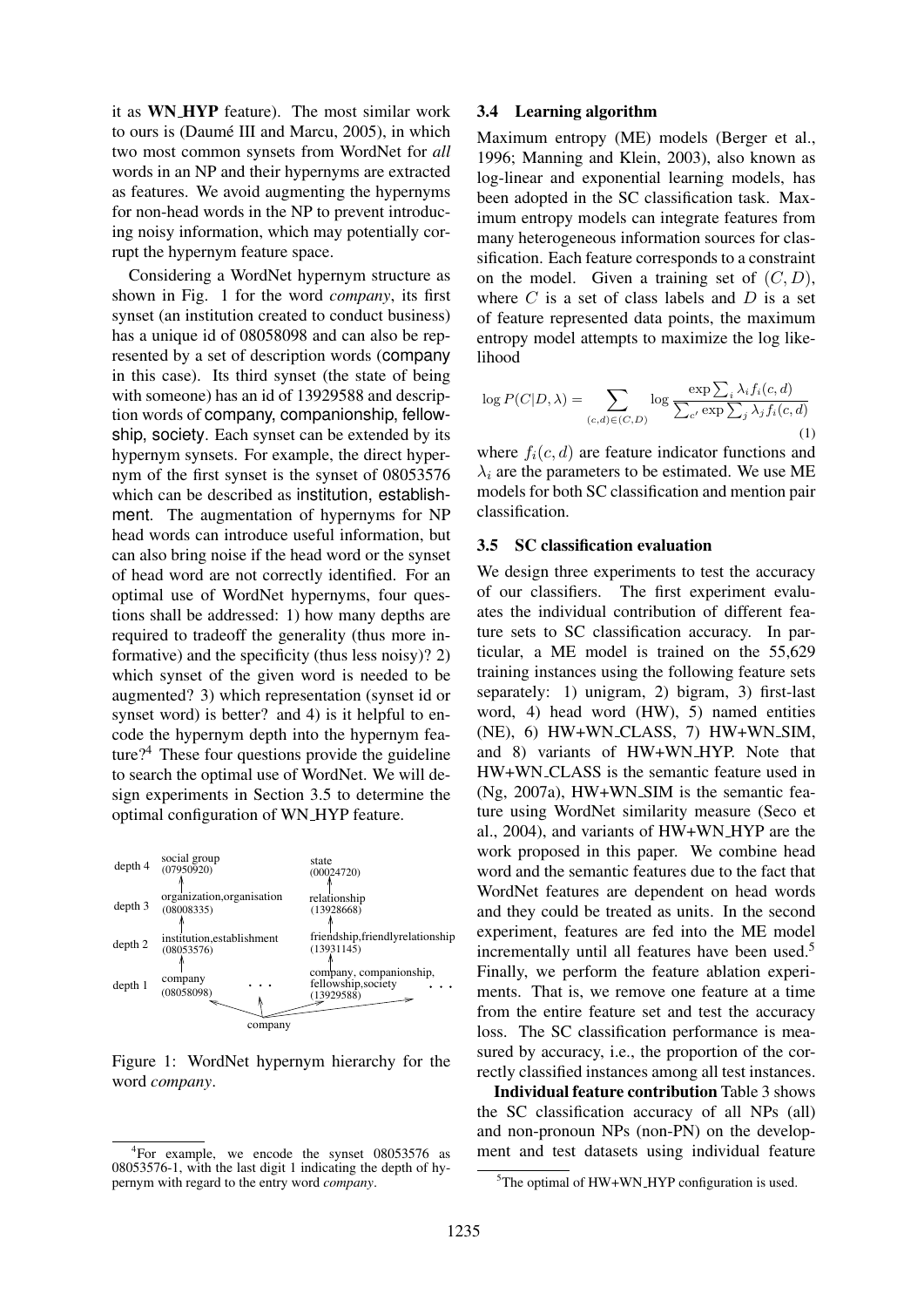it as **WN_HYP** feature). The most similar work to ours is (Daumé III and Marcu, 2005), in which two most common synsets from WordNet for *all* words in an NP and their hypernyms are extracted as features. We avoid augmenting the hypernyms for non-head words in the NP to prevent introducing noisy information, which may potentially corrupt the hypernym feature space.

Considering a WordNet hypernym structure as shown in Fig. 1 for the word *company*, its first synset (an institution created to conduct business) has a unique id of 08058098 and can also be represented by a set of description words (company in this case). Its third synset (the state of being with someone) has an id of 13929588 and description words of company, companionship, fellowship, society. Each synset can be extended by its hypernym synsets. For example, the direct hypernym of the first synset is the synset of 08053576 which can be described as institution, establishment. The augmentation of hypernyms for NP head words can introduce useful information, but can also bring noise if the head word or the synset of head word are not correctly identified. For an optimal use of WordNet hypernyms, four questions shall be addressed: 1) how many depths are required to tradeoff the generality (thus more informative) and the specificity (thus less noisy)? 2) which synset of the given word is needed to be augmented? 3) which representation (synset id or synset word) is better? and 4) is it helpful to encode the hypernym depth into the hypernym feature?[4] These four questions provide the guideline to search the optimal use of WordNet. We will design experiments in Section 3.5 to determine the optimal configuration of WN_HYP feature.

```
depth 4   social group                          state
          (07950920)                            (00024720)
               ↑                                     ↑
depth 3   organization,organisation             relationship
          (08008335)                            (13928668)
               ↑                                     ↑
depth 2   institution,establishment             friendship,friendlyrelationship
          (08053576)                            (13931145)
               ↑                                     ↑
depth 1   company              . . .            company, companionship,
          (08058098)                            fellowship,society        . . .
                                                (13929588)
                              company
```

Figure 1: WordNet hypernym hierarchy for the word *company*.

[4]For example, we encode the synset 08053576 as 08053576-1, with the last digit 1 indicating the depth of hypernym with regard to the entry word *company*.

### 3.4 Learning algorithm

Maximum entropy (ME) models (Berger et al., 1996; Manning and Klein, 2003), also known as log-linear and exponential learning models, has been adopted in the SC classification task. Maximum entropy models can integrate features from many heterogeneous information sources for classification. Each feature corresponds to a constraint on the model. Given a training set of $(C, D)$, where $C$ is a set of class labels and $D$ is a set of feature represented data points, the maximum entropy model attempts to maximize the log likelihood

$$\log P(C|D, \lambda) = \sum_{(c,d)\in(C,D)} \log \frac{\exp \sum_i \lambda_i f_i(c, d)}{\sum_{c'} \exp \sum_j \lambda_j f_i(c, d)} \tag{1}$$

where $f_i(c, d)$ are feature indicator functions and $\lambda_i$ are the parameters to be estimated. We use ME models for both SC classification and mention pair classification.

### 3.5 SC classification evaluation

We design three experiments to test the accuracy of our classifiers. The first experiment evaluates the individual contribution of different feature sets to SC classification accuracy. In particular, a ME model is trained on the 55,629 training instances using the following feature sets separately: 1) unigram, 2) bigram, 3) first-last word, 4) head word (HW), 5) named entities (NE), 6) HW+WN_CLASS, 7) HW+WN_SIM, and 8) variants of HW+WN_HYP. Note that HW+WN_CLASS is the semantic feature used in (Ng, 2007a), HW+WN_SIM is the semantic feature using WordNet similarity measure (Seco et al., 2004), and variants of HW+WN_HYP are the work proposed in this paper. We combine head word and the semantic features due to the fact that WordNet features are dependent on head words and they could be treated as units. In the second experiment, features are fed into the ME model incrementally until all features have been used.[5] Finally, we perform the feature ablation experiments. That is, we remove one feature at a time from the entire feature set and test the accuracy loss. The SC classification performance is measured by accuracy, i.e., the proportion of the correctly classified instances among all test instances.

**Individual feature contribution** Table 3 shows the SC classification accuracy of all NPs (all) and non-pronoun NPs (non-PN) on the development and test datasets using individual feature

[5]The optimal of HW+WN_HYP configuration is used.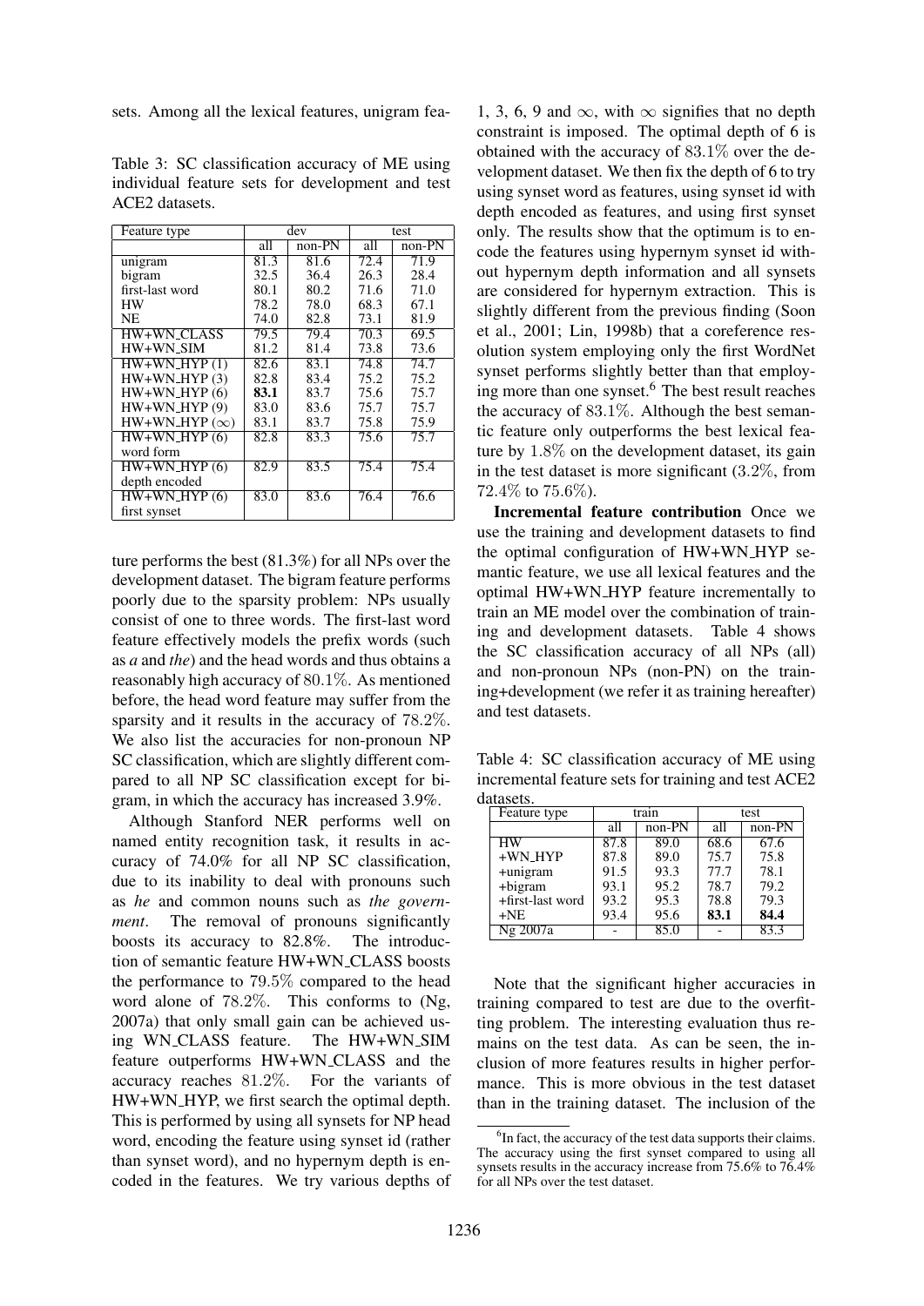sets. Among all the lexical features, unigram feature performs the best (81.3%) for all NPs over the development dataset. The bigram feature performs poorly due to the sparsity problem: NPs usually consist of one to three words. The first-last word feature effectively models the prefix words (such as *a* and *the*) and the head words and thus obtains a reasonably high accuracy of 80.1%. As mentioned before, the head word feature may suffer from the sparsity and it results in the accuracy of 78.2%. We also list the accuracies for non-pronoun NP SC classification, which are slightly different compared to all NP SC classification except for bigram, in which the accuracy has increased 3.9%.

Table 3: SC classification accuracy of ME using individual feature sets for development and test ACE2 datasets.

| Feature type | dev | | test | |
|---|---|---|---|---|
| | all | non-PN | all | non-PN |
| unigram | 81.3 | 81.6 | 72.4 | 71.9 |
| bigram | 32.5 | 36.4 | 26.3 | 28.4 |
| first-last word | 80.1 | 80.2 | 71.6 | 71.0 |
| HW | 78.2 | 78.0 | 68.3 | 67.1 |
| NE | 74.0 | 82.8 | 73.1 | 81.9 |
| HW+WN_CLASS | 79.5 | 79.4 | 70.3 | 69.5 |
| HW+WN_SIM | 81.2 | 81.4 | 73.8 | 73.6 |
| HW+WN_HYP (1) | 82.6 | 83.1 | 74.8 | 74.7 |
| HW+WN_HYP (3) | 82.8 | 83.4 | 75.2 | 75.2 |
| HW+WN_HYP (6) | **83.1** | 83.7 | 75.6 | 75.7 |
| HW+WN_HYP (9) | 83.0 | 83.6 | 75.7 | 75.7 |
| HW+WN_HYP ($\infty$) | 83.1 | 83.7 | 75.8 | 75.9 |
| HW+WN_HYP (6) word form | 82.8 | 83.3 | 75.6 | 75.7 |
| HW+WN_HYP (6) depth encoded | 82.9 | 83.5 | 75.4 | 75.4 |
| HW+WN_HYP (6) first synset | 83.0 | 83.6 | 76.4 | 76.6 |

Although Stanford NER performs well on named entity recognition task, it results in accuracy of 74.0% for all NP SC classification, due to its inability to deal with pronouns such as *he* and common nouns such as *the government*. The removal of pronouns significantly boosts its accuracy to 82.8%. The introduction of semantic feature HW+WN_CLASS boosts the performance to 79.5% compared to the head word alone of 78.2%. This conforms to (Ng, 2007a) that only small gain can be achieved using WN_CLASS feature. The HW+WN_SIM feature outperforms HW+WN_CLASS and the accuracy reaches 81.2%. For the variants of HW+WN_HYP, we first search the optimal depth. This is performed by using all synsets for NP head word, encoding the feature using synset id (rather than synset word), and no hypernym depth is encoded in the features. We try various depths of 1, 3, 6, 9 and $\infty$, with $\infty$ signifies that no depth constraint is imposed. The optimal depth of 6 is obtained with the accuracy of 83.1% over the development dataset. We then fix the depth of 6 to try using synset word as features, using synset id with depth encoded as features, and using first synset only. The results show that the optimum is to encode the features using hypernym synset id without hypernym depth information and all synsets are considered for hypernym extraction. This is slightly different from the previous finding (Soon et al., 2001; Lin, 1998b) that a coreference resolution system employing only the first WordNet synset performs slightly better than that employing more than one synset.[6] The best result reaches the accuracy of 83.1%. Although the best semantic feature only outperforms the best lexical feature by 1.8% on the development dataset, its gain in the test dataset is more significant (3.2%, from 72.4% to 75.6%).

**Incremental feature contribution** Once we use the training and development datasets to find the optimal configuration of HW+WN_HYP semantic feature, we use all lexical features and the optimal HW+WN_HYP feature incrementally to train an ME model over the combination of training and development datasets. Table 4 shows the SC classification accuracy of all NPs (all) and non-pronoun NPs (non-PN) on the training+development (we refer it as training hereafter) and test datasets.

Table 4: SC classification accuracy of ME using incremental feature sets for training and test ACE2 datasets.

| Feature type | train | | test | |
|---|---|---|---|---|
| | all | non-PN | all | non-PN |
| HW | 87.8 | 89.0 | 68.6 | 67.6 |
| +WN_HYP | 87.8 | 89.0 | 75.7 | 75.8 |
| +unigram | 91.5 | 93.3 | 77.7 | 78.1 |
| +bigram | 93.1 | 95.2 | 78.7 | 79.2 |
| +first-last word | 93.2 | 95.3 | 78.8 | 79.3 |
| +NE | 93.4 | 95.6 | **83.1** | **84.4** |
| Ng 2007a | - | 85.0 | - | 83.3 |

Note that the significant higher accuracies in training compared to test are due to the overfitting problem. The interesting evaluation thus remains on the test data. As can be seen, the inclusion of more features results in higher performance. This is more obvious in the test dataset than in the training dataset. The inclusion of the

[6] In fact, the accuracy of the test data supports their claims. The accuracy using the first synset compared to using all synsets results in the accuracy increase from 75.6% to 76.4% for all NPs over the test dataset.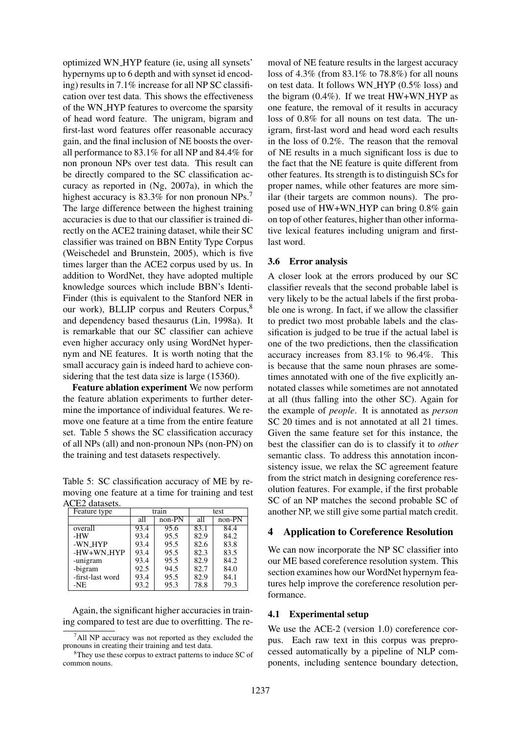optimized WN_HYP feature (ie, using all synsets' hypernyms up to 6 depth and with synset id encoding) results in 7.1% increase for all NP SC classification over test data. This shows the effectiveness of the WN_HYP features to overcome the sparsity of head word feature. The unigram, bigram and first-last word features offer reasonable accuracy gain, and the final inclusion of NE boosts the overall performance to 83.1% for all NP and 84.4% for non pronoun NPs over test data. This result can be directly compared to the SC classification accuracy as reported in (Ng, 2007a), in which the highest accuracy is 83.3% for non pronoun NPs.[7] The large difference between the highest training accuracies is due to that our classifier is trained directly on the ACE2 training dataset, while their SC classifier was trained on BBN Entity Type Corpus (Weischedel and Brunstein, 2005), which is five times larger than the ACE2 corpus used by us. In addition to WordNet, they have adopted multiple knowledge sources which include BBN's IdentiFinder (this is equivalent to the Stanford NER in our work), BLLIP corpus and Reuters Corpus,[8] and dependency based thesaurus (Lin, 1998a). It is remarkable that our SC classifier can achieve even higher accuracy only using WordNet hypernym and NE features. It is worth noting that the small accuracy gain is indeed hard to achieve considering that the test data size is large (15360).

**Feature ablation experiment** We now perform the feature ablation experiments to further determine the importance of individual features. We remove one feature at a time from the entire feature set. Table 5 shows the SC classification accuracy of all NPs (all) and non-pronoun NPs (non-PN) on the training and test datasets respectively.

Table 5: SC classification accuracy of ME by removing one feature at a time for training and test ACE2 datasets.

| Feature type | train | | test | |
|---|---|---|---|---|
| | all | non-PN | all | non-PN |
| overall | 93.4 | 95.6 | 83.1 | 84.4 |
| -HW | 93.4 | 95.5 | 82.9 | 84.2 |
| -WN_HYP | 93.4 | 95.5 | 82.6 | 83.8 |
| -HW+WN_HYP | 93.4 | 95.5 | 82.3 | 83.5 |
| -unigram | 93.4 | 95.5 | 82.9 | 84.2 |
| -bigram | 92.5 | 94.5 | 82.7 | 84.0 |
| -first-last word | 93.4 | 95.5 | 82.9 | 84.1 |
| -NE | 93.2 | 95.3 | 78.8 | 79.3 |

Again, the significant higher accuracies in training compared to test are due to overfitting. The removal of NE feature results in the largest accuracy loss of 4.3% (from 83.1% to 78.8%) for all nouns on test data. It follows WN_HYP (0.5% loss) and the bigram (0.4%). If we treat HW+WN_HYP as one feature, the removal of it results in accuracy loss of 0.8% for all nouns on test data. The unigram, first-last word and head word each results in the loss of 0.2%. The reason that the removal of NE results in a much significant loss is due to the fact that the NE feature is quite different from other features. Its strength is to distinguish SCs for proper names, while other features are more similar (their targets are common nouns). The proposed use of HW+WN_HYP can bring 0.8% gain on top of other features, higher than other informative lexical features including unigram and first-last word.

### 3.6 Error analysis

A closer look at the errors produced by our SC classifier reveals that the second probable label is very likely to be the actual labels if the first probable one is wrong. In fact, if we allow the classifier to predict two most probable labels and the classification is judged to be true if the actual label is one of the two predictions, then the classification accuracy increases from 83.1% to 96.4%. This is because that the same noun phrases are sometimes annotated with one of the five explicitly annotated classes while sometimes are not annotated at all (thus falling into the other SC). Again for the example of *people*. It is annotated as *person* SC 20 times and is not annotated at all 21 times. Given the same feature set for this instance, the best the classifier can do is to classify it to *other* semantic class. To address this annotation inconsistency issue, we relax the SC agreement feature from the strict match in designing coreference resolution features. For example, if the first probable SC of an NP matches the second probable SC of another NP, we still give some partial match credit.

## 4 Application to Coreference Resolution

We can now incorporate the NP SC classifier into our ME based coreference resolution system. This section examines how our WordNet hypernym features help improve the coreference resolution performance.

### 4.1 Experimental setup

We use the ACE-2 (version 1.0) coreference corpus. Each raw text in this corpus was preprocessed automatically by a pipeline of NLP components, including sentence boundary detection,

[7] All NP accuracy was not reported as they excluded the pronouns in creating their training and test data.

[8] They use these corpus to extract patterns to induce SC of common nouns.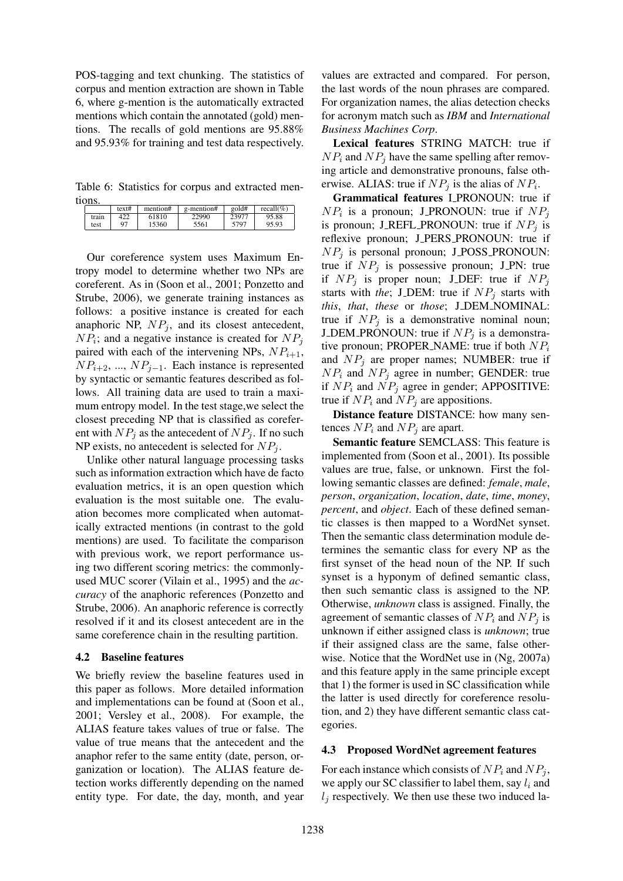POS-tagging and text chunking. The statistics of corpus and mention extraction are shown in Table 6, where g-mention is the automatically extracted mentions which contain the annotated (gold) mentions. The recalls of gold mentions are 95.88% and 95.93% for training and test data respectively.

Table 6: Statistics for corpus and extracted mentions.

| | text# | mention# | g-mention# | gold# | recall(%) |
|---|---|---|---|---|---|
| train | 422 | 61810 | 22990 | 23977 | 95.88 |
| test | 97 | 15360 | 5561 | 5797 | 95.93 |

Our coreference system uses Maximum Entropy model to determine whether two NPs are coreferent. As in (Soon et al., 2001; Ponzetto and Strube, 2006), we generate training instances as follows: a positive instance is created for each anaphoric NP, $NP_j$, and its closest antecedent, $NP_i$; and a negative instance is created for $NP_j$ paired with each of the intervening NPs, $NP_{i+1}$, $NP_{i+2}$, ..., $NP_{j-1}$. Each instance is represented by syntactic or semantic features described as follows. All training data are used to train a maximum entropy model. In the test stage,we select the closest preceding NP that is classified as coreferent with $NP_j$ as the antecedent of $NP_j$. If no such NP exists, no antecedent is selected for $NP_j$.

Unlike other natural language processing tasks such as information extraction which have de facto evaluation metrics, it is an open question which evaluation is the most suitable one. The evaluation becomes more complicated when automatically extracted mentions (in contrast to the gold mentions) are used. To facilitate the comparison with previous work, we report performance using two different scoring metrics: the commonly-used MUC scorer (Vilain et al., 1995) and the *accuracy* of the anaphoric references (Ponzetto and Strube, 2006). An anaphoric reference is correctly resolved if it and its closest antecedent are in the same coreference chain in the resulting partition.

### 4.2 Baseline features

We briefly review the baseline features used in this paper as follows. More detailed information and implementations can be found at (Soon et al., 2001; Versley et al., 2008). For example, the ALIAS feature takes values of true or false. The value of true means that the antecedent and the anaphor refer to the same entity (date, person, organization or location). The ALIAS feature detection works differently depending on the named entity type. For date, the day, month, and year values are extracted and compared. For person, the last words of the noun phrases are compared. For organization names, the alias detection checks for acronym match such as *IBM* and *International Business Machines Corp*.

**Lexical features** STRING MATCH: true if $NP_i$ and $NP_j$ have the same spelling after removing article and demonstrative pronouns, false otherwise. ALIAS: true if $NP_j$ is the alias of $NP_i$.

**Grammatical features** I_PRONOUN: true if $NP_i$ is a pronoun; J_PRONOUN: true if $NP_j$ is pronoun; J_REFL_PRONOUN: true if $NP_j$ is reflexive pronoun; J_PERS_PRONOUN: true if $NP_j$ is personal pronoun; J_POSS_PRONOUN: true if $NP_j$ is possessive pronoun; J_PN: true if $NP_j$ is proper noun; J_DEF: true if $NP_j$ starts with *the*; J_DEM: true if $NP_j$ starts with *this*, *that*, *these* or *those*; J_DEM_NOMINAL: true if $NP_j$ is a demonstrative nominal noun; J_DEM_PRONOUN: true if $NP_j$ is a demonstrative pronoun; PROPER_NAME: true if both $NP_i$ and $NP_j$ are proper names; NUMBER: true if $NP_i$ and $NP_j$ agree in number; GENDER: true if $NP_i$ and $NP_j$ agree in gender; APPOSITIVE: true if $NP_i$ and $NP_j$ are appositions.

**Distance feature** DISTANCE: how many sentences $NP_i$ and $NP_j$ are apart.

**Semantic feature** SEMCLASS: This feature is implemented from (Soon et al., 2001). Its possible values are true, false, or unknown. First the following semantic classes are defined: *female*, *male*, *person*, *organization*, *location*, *date*, *time*, *money*, *percent*, and *object*. Each of these defined semantic classes is then mapped to a WordNet synset. Then the semantic class determination module determines the semantic class for every NP as the first synset of the head noun of the NP. If such synset is a hyponym of defined semantic class, then such semantic class is assigned to the NP. Otherwise, *unknown* class is assigned. Finally, the agreement of semantic classes of $NP_i$ and $NP_j$ is unknown if either assigned class is *unknown*; true if their assigned class are the same, false otherwise. Notice that the WordNet use in (Ng, 2007a) and this feature apply in the same principle except that 1) the former is used in SC classification while the latter is used directly for coreference resolution, and 2) they have different semantic class categories.

### 4.3 Proposed WordNet agreement features

For each instance which consists of $NP_i$ and $NP_j$, we apply our SC classifier to label them, say $l_i$ and $l_j$ respectively. We then use these two induced la-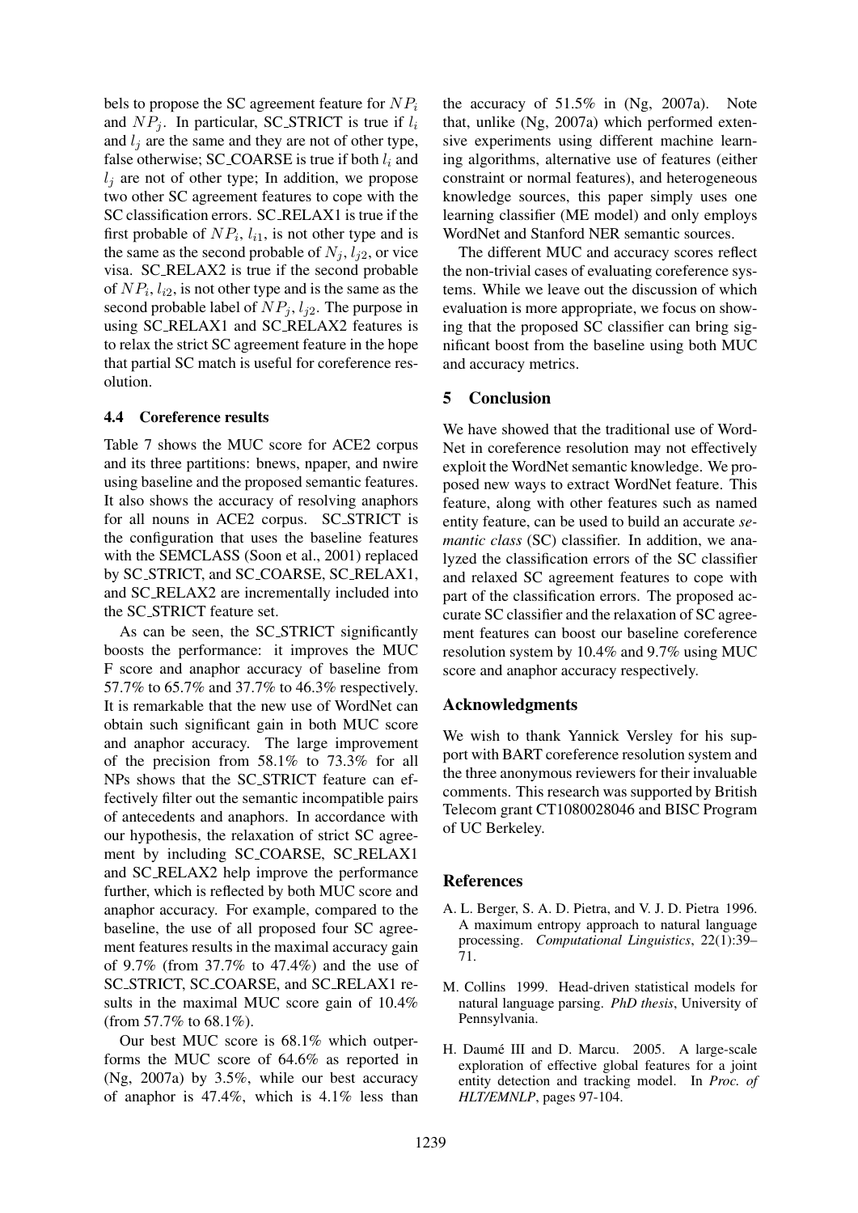bels to propose the SC agreement feature for $NP_i$ and $NP_j$. In particular, SC_STRICT is true if $l_i$ and $l_j$ are the same and they are not of other type, false otherwise; SC_COARSE is true if both $l_i$ and $l_j$ are not of other type; In addition, we propose two other SC agreement features to cope with the SC classification errors. SC_RELAX1 is true if the first probable of $NP_i$, $l_{i1}$, is not other type and is the same as the second probable of $N_j$, $l_{j2}$, or vice visa. SC_RELAX2 is true if the second probable of $NP_i$, $l_{i2}$, is not other type and is the same as the second probable label of $NP_j$, $l_{j2}$. The purpose in using SC_RELAX1 and SC_RELAX2 features is to relax the strict SC agreement feature in the hope that partial SC match is useful for coreference resolution.

### 4.4 Coreference results

Table 7 shows the MUC score for ACE2 corpus and its three partitions: bnews, npaper, and nwire using baseline and the proposed semantic features. It also shows the accuracy of resolving anaphors for all nouns in ACE2 corpus. SC_STRICT is the configuration that uses the baseline features with the SEMCLASS (Soon et al., 2001) replaced by SC_STRICT, and SC_COARSE, SC_RELAX1, and SC_RELAX2 are incrementally included into the SC_STRICT feature set.

As can be seen, the SC_STRICT significantly boosts the performance: it improves the MUC F score and anaphor accuracy of baseline from 57.7% to 65.7% and 37.7% to 46.3% respectively. It is remarkable that the new use of WordNet can obtain such significant gain in both MUC score and anaphor accuracy. The large improvement of the precision from 58.1% to 73.3% for all NPs shows that the SC_STRICT feature can effectively filter out the semantic incompatible pairs of antecedents and anaphors. In accordance with our hypothesis, the relaxation of strict SC agreement by including SC_COARSE, SC_RELAX1 and SC_RELAX2 help improve the performance further, which is reflected by both MUC score and anaphor accuracy. For example, compared to the baseline, the use of all proposed four SC agreement features results in the maximal accuracy gain of 9.7% (from 37.7% to 47.4%) and the use of SC_STRICT, SC_COARSE, and SC_RELAX1 results in the maximal MUC score gain of 10.4% (from 57.7% to 68.1%).

Our best MUC score is 68.1% which outperforms the MUC score of 64.6% as reported in (Ng, 2007a) by 3.5%, while our best accuracy of anaphor is 47.4%, which is 4.1% less than the accuracy of 51.5% in (Ng, 2007a). Note that, unlike (Ng, 2007a) which performed extensive experiments using different machine learning algorithms, alternative use of features (either constraint or normal features), and heterogeneous knowledge sources, this paper simply uses one learning classifier (ME model) and only employs WordNet and Stanford NER semantic sources.

The different MUC and accuracy scores reflect the non-trivial cases of evaluating coreference systems. While we leave out the discussion of which evaluation is more appropriate, we focus on showing that the proposed SC classifier can bring significant boost from the baseline using both MUC and accuracy metrics.

## 5 Conclusion

We have showed that the traditional use of WordNet in coreference resolution may not effectively exploit the WordNet semantic knowledge. We proposed new ways to extract WordNet feature. This feature, along with other features such as named entity feature, can be used to build an accurate *semantic class* (SC) classifier. In addition, we analyzed the classification errors of the SC classifier and relaxed SC agreement features to cope with part of the classification errors. The proposed accurate SC classifier and the relaxation of SC agreement features can boost our baseline coreference resolution system by 10.4% and 9.7% using MUC score and anaphor accuracy respectively.

## Acknowledgments

We wish to thank Yannick Versley for his support with BART coreference resolution system and the three anonymous reviewers for their invaluable comments. This research was supported by British Telecom grant CT1080028046 and BISC Program of UC Berkeley.

## References

A. L. Berger, S. A. D. Pietra, and V. J. D. Pietra 1996. A maximum entropy approach to natural language processing. *Computational Linguistics*, 22(1):39–71.

M. Collins 1999. Head-driven statistical models for natural language parsing. *PhD thesis*, University of Pennsylvania.

H. Daumé III and D. Marcu. 2005. A large-scale exploration of effective global features for a joint entity detection and tracking model. In *Proc. of HLT/EMNLP*, pages 97-104.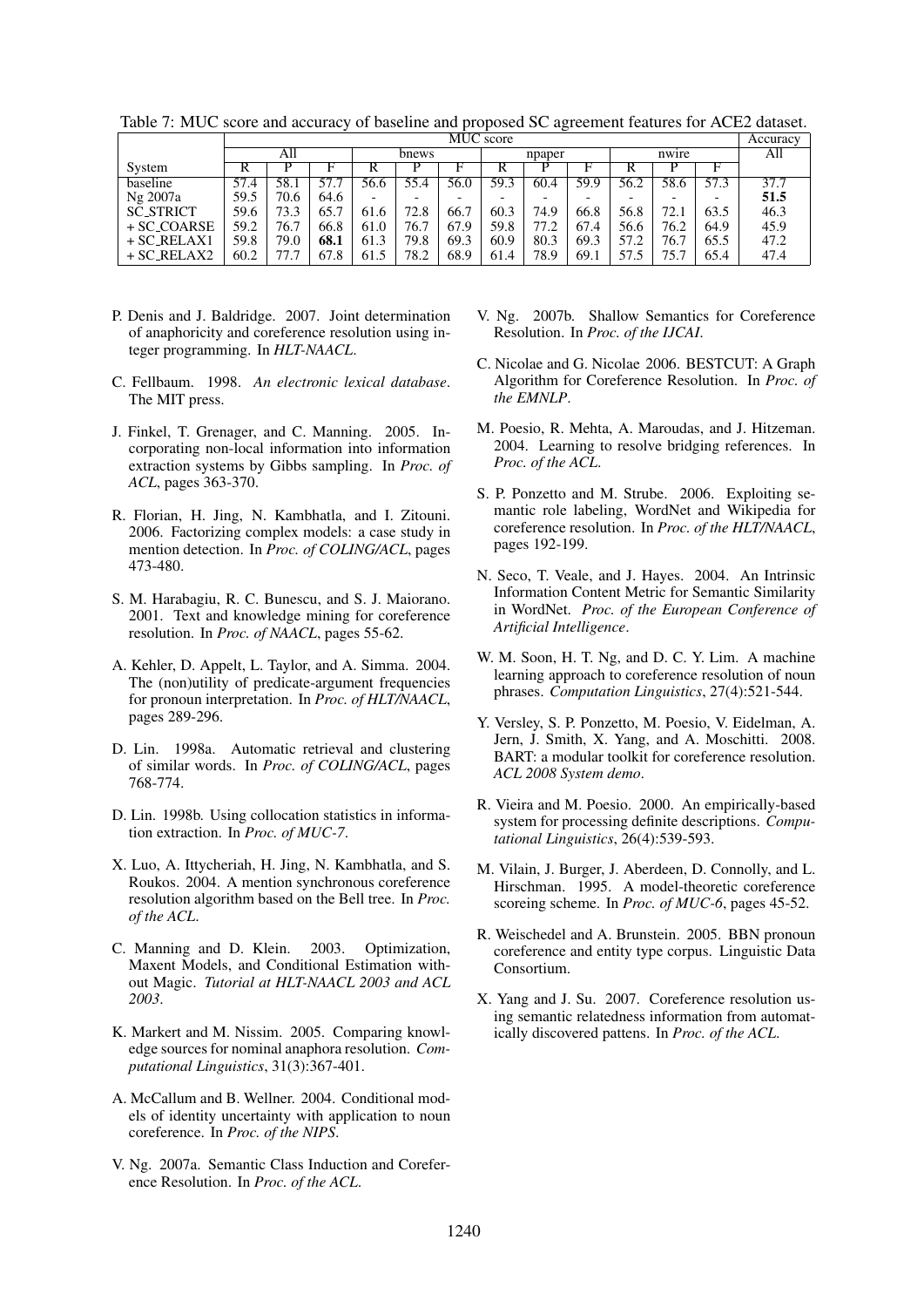Table 7: MUC score and accuracy of baseline and proposed SC agreement features for ACE2 dataset.

| | MUC score | | | | | | | | | | | | Accuracy |
|---|---|---|---|---|---|---|---|---|---|---|---|---|---|
| | All | | | bnews | | | npaper | | | nwire | | | All |
| System | R | P | F | R | P | F | R | P | F | R | P | F | |
| baseline | 57.4 | 58.1 | 57.7 | 56.6 | 55.4 | 56.0 | 59.3 | 60.4 | 59.9 | 56.2 | 58.6 | 57.3 | 37.7 |
| Ng 2007a | 59.5 | 70.6 | 64.6 | - | - | - | - | - | - | - | - | - | **51.5** |
| SC_STRICT | 59.6 | 73.3 | 65.7 | 61.6 | 72.8 | 66.7 | 60.3 | 74.9 | 66.8 | 56.8 | 72.1 | 63.5 | 46.3 |
| + SC_COARSE | 59.2 | 76.7 | 66.8 | 61.0 | 76.7 | 67.9 | 59.8 | 77.2 | 67.4 | 56.6 | 76.2 | 64.9 | 45.9 |
| + SC_RELAX1 | 59.8 | 79.0 | **68.1** | 61.3 | 79.8 | 69.3 | 60.9 | 80.3 | 69.3 | 57.2 | 76.7 | 65.5 | 47.2 |
| + SC_RELAX2 | 60.2 | 77.7 | 67.8 | 61.5 | 78.2 | 68.9 | 61.4 | 78.9 | 69.1 | 57.5 | 75.7 | 65.4 | 47.4 |

P. Denis and J. Baldridge. 2007. Joint determination of anaphoricity and coreference resolution using integer programming. In *HLT-NAACL*.

C. Fellbaum. 1998. *An electronic lexical database*. The MIT press.

J. Finkel, T. Grenager, and C. Manning. 2005. Incorporating non-local information into information extraction systems by Gibbs sampling. In *Proc. of ACL*, pages 363-370.

R. Florian, H. Jing, N. Kambhatla, and I. Zitouni. 2006. Factorizing complex models: a case study in mention detection. In *Proc. of COLING/ACL*, pages 473-480.

S. M. Harabagiu, R. C. Bunescu, and S. J. Maiorano. 2001. Text and knowledge mining for coreference resolution. In *Proc. of NAACL*, pages 55-62.

A. Kehler, D. Appelt, L. Taylor, and A. Simma. 2004. The (non)utility of predicate-argument frequencies for pronoun interpretation. In *Proc. of HLT/NAACL*, pages 289-296.

D. Lin. 1998a. Automatic retrieval and clustering of similar words. In *Proc. of COLING/ACL*, pages 768-774.

D. Lin. 1998b. Using collocation statistics in information extraction. In *Proc. of MUC-7*.

X. Luo, A. Ittycheriah, H. Jing, N. Kambhatla, and S. Roukos. 2004. A mention synchronous coreference resolution algorithm based on the Bell tree. In *Proc. of the ACL*.

C. Manning and D. Klein. 2003. Optimization, Maxent Models, and Conditional Estimation without Magic. *Tutorial at HLT-NAACL 2003 and ACL 2003*.

K. Markert and M. Nissim. 2005. Comparing knowledge sources for nominal anaphora resolution. *Computational Linguistics*, 31(3):367-401.

A. McCallum and B. Wellner. 2004. Conditional models of identity uncertainty with application to noun coreference. In *Proc. of the NIPS*.

V. Ng. 2007a. Semantic Class Induction and Coreference Resolution. In *Proc. of the ACL*.

V. Ng. 2007b. Shallow Semantics for Coreference Resolution. In *Proc. of the IJCAI*.

C. Nicolae and G. Nicolae 2006. BESTCUT: A Graph Algorithm for Coreference Resolution. In *Proc. of the EMNLP*.

M. Poesio, R. Mehta, A. Maroudas, and J. Hitzeman. 2004. Learning to resolve bridging references. In *Proc. of the ACL*.

S. P. Ponzetto and M. Strube. 2006. Exploiting semantic role labeling, WordNet and Wikipedia for coreference resolution. In *Proc. of the HLT/NAACL*, pages 192-199.

N. Seco, T. Veale, and J. Hayes. 2004. An Intrinsic Information Content Metric for Semantic Similarity in WordNet. *Proc. of the European Conference of Artificial Intelligence*.

W. M. Soon, H. T. Ng, and D. C. Y. Lim. A machine learning approach to coreference resolution of noun phrases. *Computation Linguistics*, 27(4):521-544.

Y. Versley, S. P. Ponzetto, M. Poesio, V. Eidelman, A. Jern, J. Smith, X. Yang, and A. Moschitti. 2008. BART: a modular toolkit for coreference resolution. *ACL 2008 System demo*.

R. Vieira and M. Poesio. 2000. An empirically-based system for processing definite descriptions. *Computational Linguistics*, 26(4):539-593.

M. Vilain, J. Burger, J. Aberdeen, D. Connolly, and L. Hirschman. 1995. A model-theoretic coreference scoreing scheme. In *Proc. of MUC-6*, pages 45-52.

R. Weischedel and A. Brunstein. 2005. BBN pronoun coreference and entity type corpus. Linguistic Data Consortium.

X. Yang and J. Su. 2007. Coreference resolution using semantic relatedness information from automatically discovered pattens. In *Proc. of the ACL*.